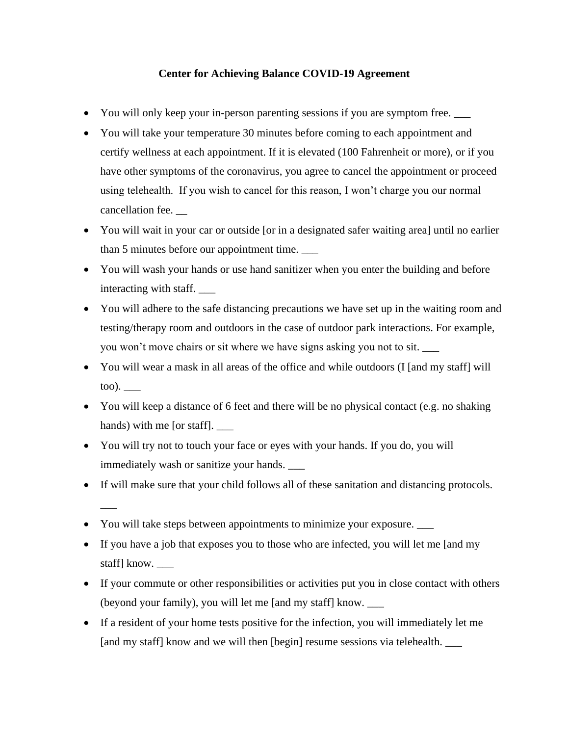**Center for Achieving Balance COVID-19 Agreement**

- You will only keep your in-person parenting sessions if you are symptom free. ___
- You will take your temperature 30 minutes before coming to each appointment and certify wellness at each appointment. If it is elevated (100 Fahrenheit or more), or if you have other symptoms of the coronavirus, you agree to cancel the appointment or proceed using telehealth. If you wish to cancel for this reason, I won't charge you our normal cancellation fee. __
- You will wait in your car or outside [or in a designated safer waiting area] until no earlier than 5 minutes before our appointment time. ___
- You will wash your hands or use hand sanitizer when you enter the building and before interacting with staff. ___
- You will adhere to the safe distancing precautions we have set up in the waiting room and testing/therapy room and outdoors in the case of outdoor park interactions. For example, you won't move chairs or sit where we have signs asking you not to sit. ___
- You will wear a mask in all areas of the office and while outdoors (I [and my staff] will too). ___
- You will keep a distance of 6 feet and there will be no physical contact (e.g. no shaking hands) with me [or staff]. ___
- You will try not to touch your face or eyes with your hands. If you do, you will immediately wash or sanitize your hands. ___
- If will make sure that your child follows all of these sanitation and distancing protocols. ___
- You will take steps between appointments to minimize your exposure. ___
- If you have a job that exposes you to those who are infected, you will let me [and my staff] know. ___
- If your commute or other responsibilities or activities put you in close contact with others (beyond your family), you will let me [and my staff] know. ___
- If a resident of your home tests positive for the infection, you will immediately let me [and my staff] know and we will then [begin] resume sessions via telehealth. ___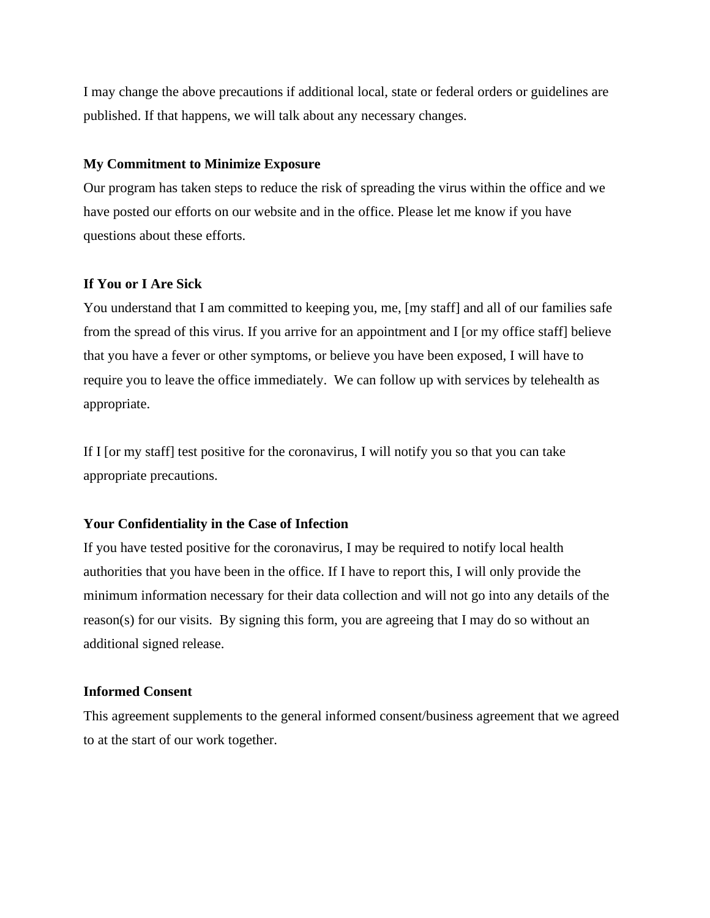I may change the above precautions if additional local, state or federal orders or guidelines are published. If that happens, we will talk about any necessary changes.

**My Commitment to Minimize Exposure**

Our program has taken steps to reduce the risk of spreading the virus within the office and we have posted our efforts on our website and in the office. Please let me know if you have questions about these efforts.

**If You or I Are Sick**

You understand that I am committed to keeping you, me, [my staff] and all of our families safe from the spread of this virus. If you arrive for an appointment and I [or my office staff] believe that you have a fever or other symptoms, or believe you have been exposed, I will have to require you to leave the office immediately. We can follow up with services by telehealth as appropriate.

If I [or my staff] test positive for the coronavirus, I will notify you so that you can take appropriate precautions.

**Your Confidentiality in the Case of Infection**

If you have tested positive for the coronavirus, I may be required to notify local health authorities that you have been in the office. If I have to report this, I will only provide the minimum information necessary for their data collection and will not go into any details of the reason(s) for our visits. By signing this form, you are agreeing that I may do so without an additional signed release.

**Informed Consent**

This agreement supplements to the general informed consent/business agreement that we agreed to at the start of our work together.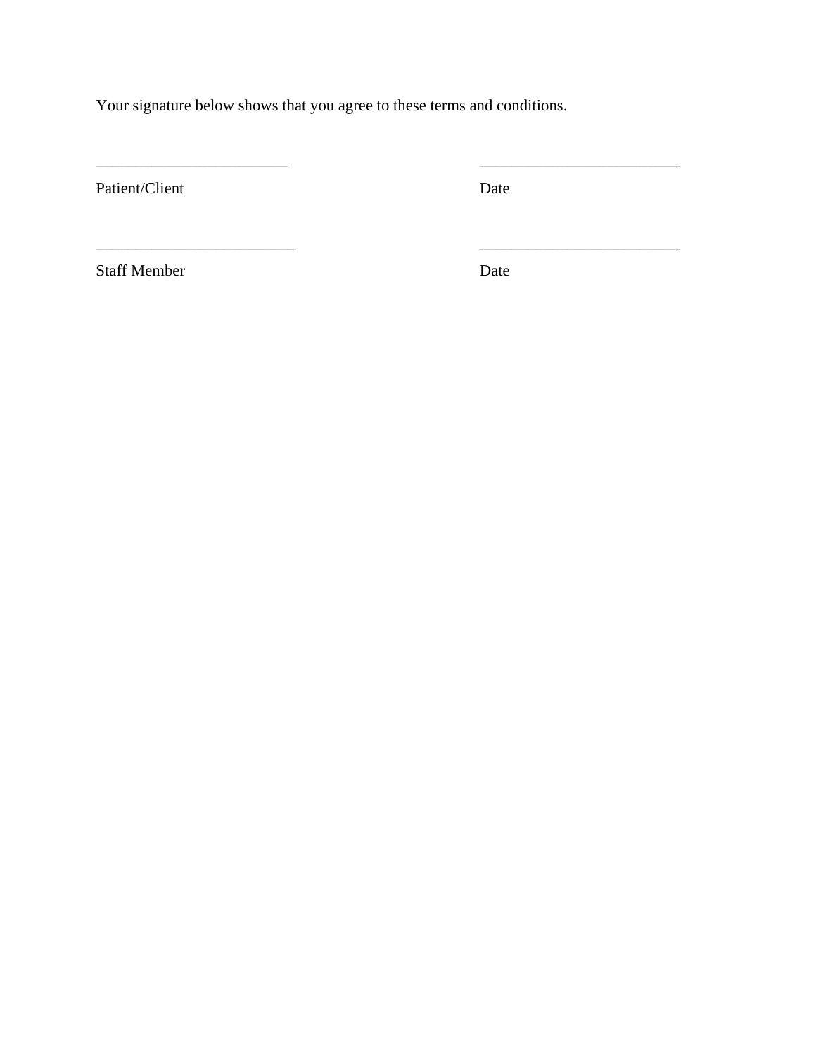Your signature below shows that you agree to these terms and conditions.

________________________ ________________________

Patient/Client Date

_________________________ _________________________

Staff Member Date